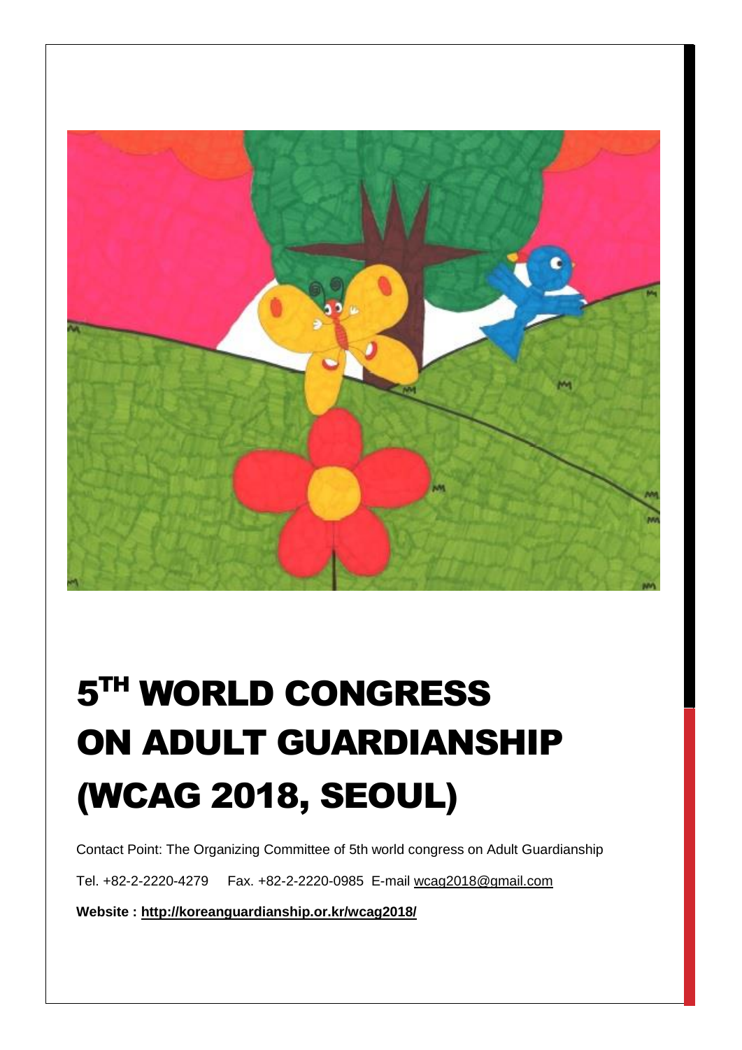# 5TH WORLD CONGRESS ON ADULT GUARDIANSHIP (WCAG 2018, SEOUL)

Contact Point: The Organizing Committee of 5th world congress on Adult Guardianship

Tel. +82-2-2220-4279 Fax. +82-2-2220-0985 E-mail wcag2018@gmail.com

**Website : http://koreanguardianship.or.kr/wcag2018/**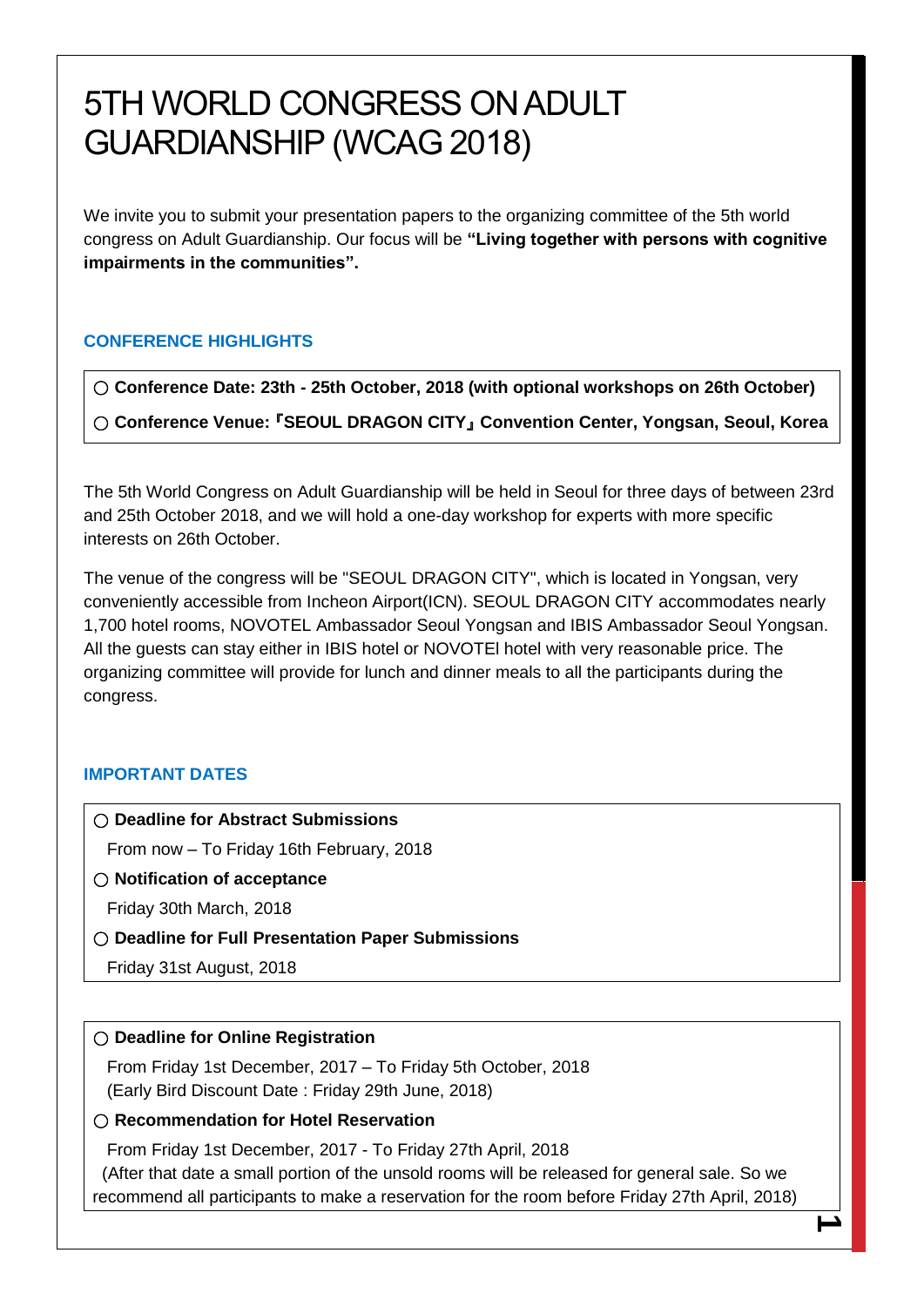# 5TH WORLD CONGRESS ON ADULT GUARDIANSHIP (WCAG 2018)

We invite you to submit your presentation papers to the organizing committee of the 5th world congress on Adult Guardianship. Our focus will be **"Living together with persons with cognitive impairments in the communities".**

## CONFERENCE HIGHLIGHTS

○ **Conference Date: 23th - 25th October, 2018 (with optional workshops on 26th October)**

○ **Conference Venue:『SEOUL DRAGON CITY』Convention Center, Yongsan, Seoul, Korea**

The 5th World Congress on Adult Guardianship will be held in Seoul for three days of between 23rd and 25th October 2018, and we will hold a one-day workshop for experts with more specific interests on 26th October.

The venue of the congress will be "SEOUL DRAGON CITY", which is located in Yongsan, very conveniently accessible from Incheon Airport(ICN). SEOUL DRAGON CITY accommodates nearly 1,700 hotel rooms, NOVOTEL Ambassador Seoul Yongsan and IBIS Ambassador Seoul Yongsan. All the guests can stay either in IBIS hotel or NOVOTEl hotel with very reasonable price. The organizing committee will provide for lunch and dinner meals to all the participants during the congress.

## IMPORTANT DATES

○ **Deadline for Abstract Submissions**

From now – To Friday 16th February, 2018

○ **Notification of acceptance**

Friday 30th March, 2018

○ **Deadline for Full Presentation Paper Submissions**

Friday 31st August, 2018

○ **Deadline for Online Registration**

From Friday 1st December, 2017 – To Friday 5th October, 2018
(Early Bird Discount Date : Friday 29th June, 2018)

○ **Recommendation for Hotel Reservation**

From Friday 1st December, 2017 - To Friday 27th April, 2018
(After that date a small portion of the unsold rooms will be released for general sale. So we recommend all participants to make a reservation for the room before Friday 27th April, 2018)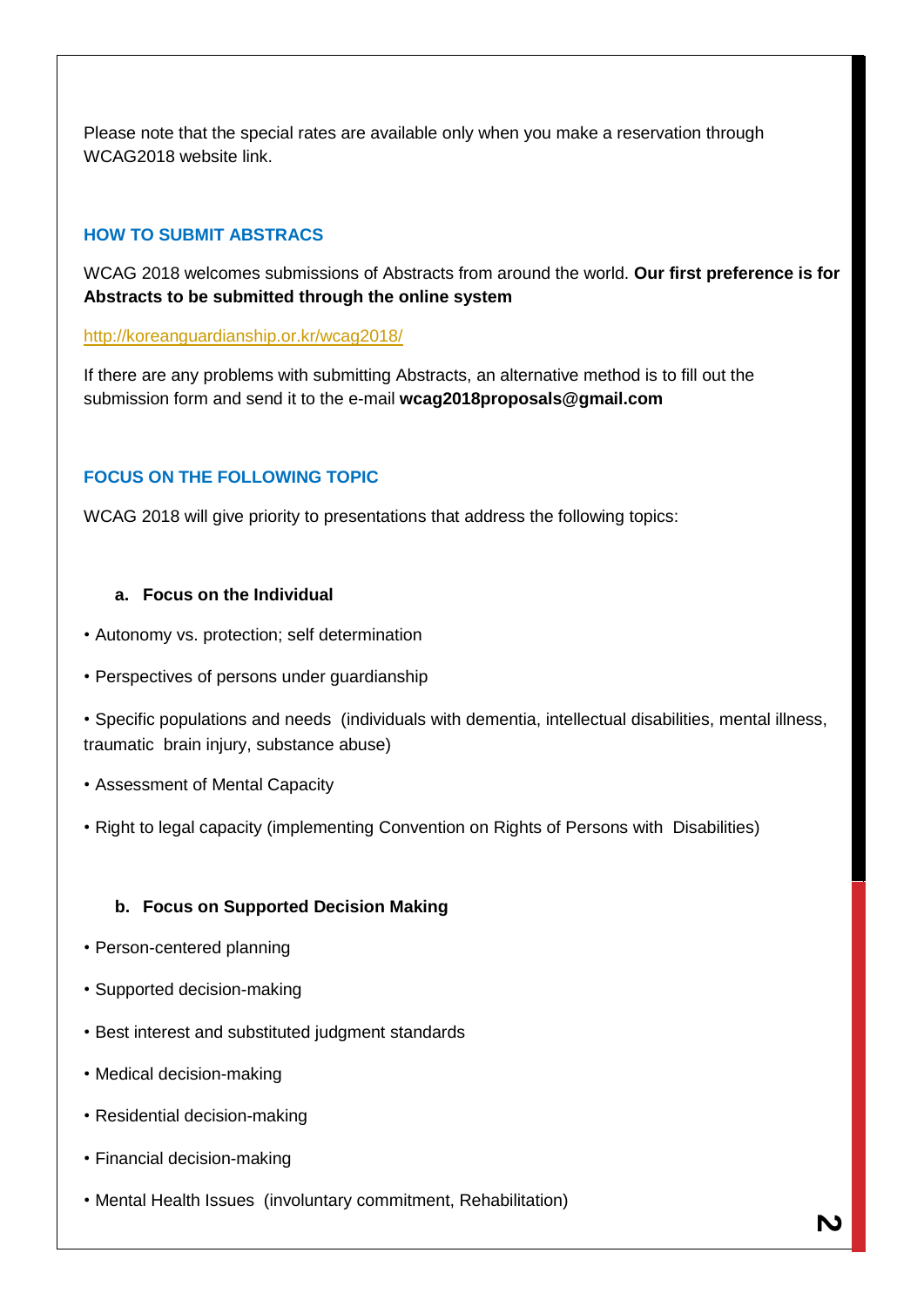Please note that the special rates are available only when you make a reservation through WCAG2018 website link.

## HOW TO SUBMIT ABSTRACS

WCAG 2018 welcomes submissions of Abstracts from around the world. **Our first preference is for Abstracts to be submitted through the online system**

http://koreanguardianship.or.kr/wcag2018/

If there are any problems with submitting Abstracts, an alternative method is to fill out the submission form and send it to the e-mail **wcag2018proposals@gmail.com**

## FOCUS ON THE FOLLOWING TOPIC

WCAG 2018 will give priority to presentations that address the following topics:

### a. Focus on the Individual

- Autonomy vs. protection; self determination
- Perspectives of persons under guardianship
- Specific populations and needs (individuals with dementia, intellectual disabilities, mental illness, traumatic brain injury, substance abuse)
- Assessment of Mental Capacity
- Right to legal capacity (implementing Convention on Rights of Persons with Disabilities)

### b. Focus on Supported Decision Making

- Person-centered planning
- Supported decision-making
- Best interest and substituted judgment standards
- Medical decision-making
- Residential decision-making
- Financial decision-making
- Mental Health Issues (involuntary commitment, Rehabilitation)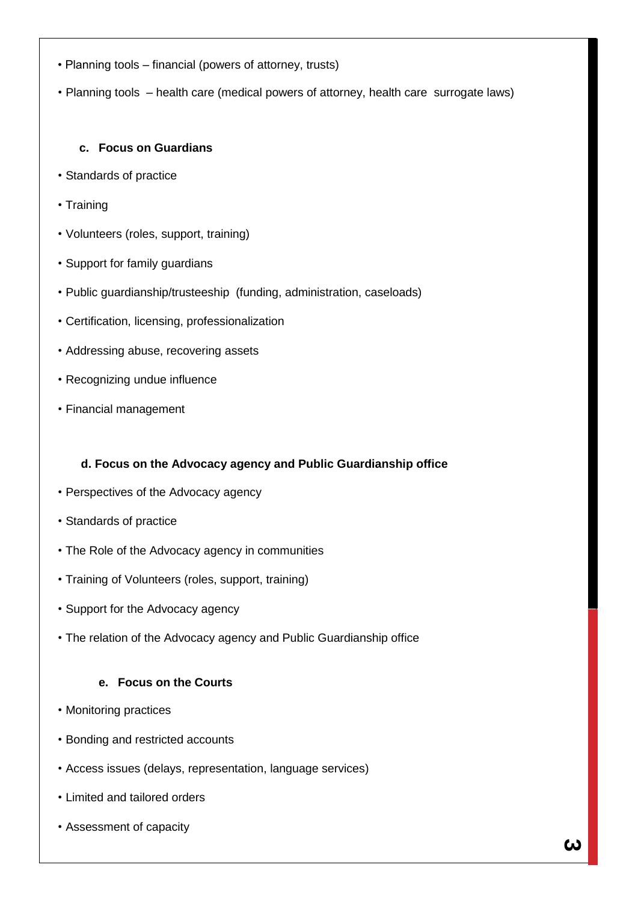- Planning tools – financial (powers of attorney, trusts)
- Planning tools – health care (medical powers of attorney, health care surrogate laws)

### c. Focus on Guardians

- Standards of practice
- Training
- Volunteers (roles, support, training)
- Support for family guardians
- Public guardianship/trusteeship (funding, administration, caseloads)
- Certification, licensing, professionalization
- Addressing abuse, recovering assets
- Recognizing undue influence
- Financial management

### d. Focus on the Advocacy agency and Public Guardianship office

- Perspectives of the Advocacy agency
- Standards of practice
- The Role of the Advocacy agency in communities
- Training of Volunteers (roles, support, training)
- Support for the Advocacy agency
- The relation of the Advocacy agency and Public Guardianship office

### e. Focus on the Courts

- Monitoring practices
- Bonding and restricted accounts
- Access issues (delays, representation, language services)
- Limited and tailored orders
- Assessment of capacity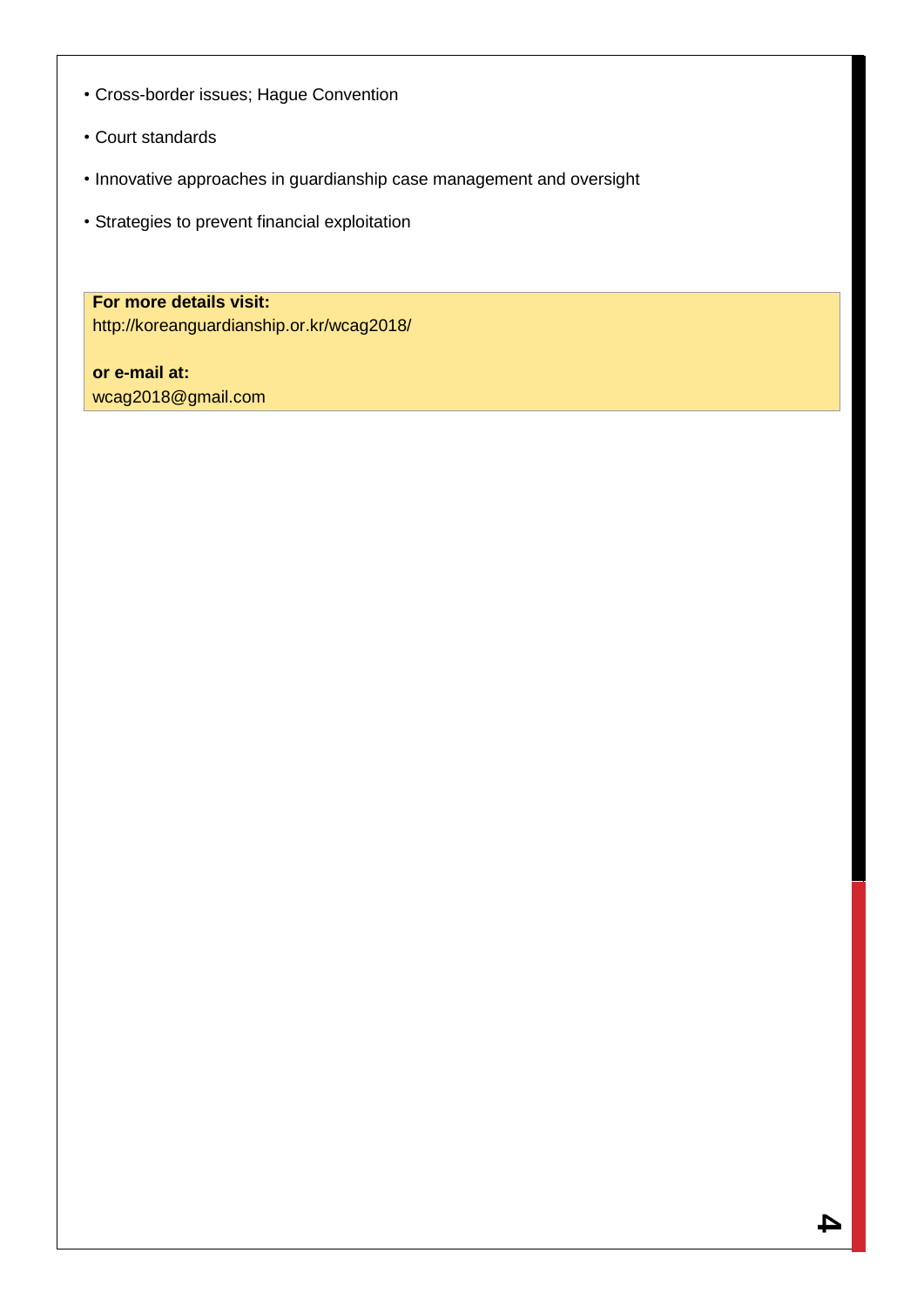- Cross-border issues; Hague Convention
- Court standards
- Innovative approaches in guardianship case management and oversight
- Strategies to prevent financial exploitation

**For more details visit:**
http://koreanguardianship.or.kr/wcag2018/

**or e-mail at:**
wcag2018@gmail.com